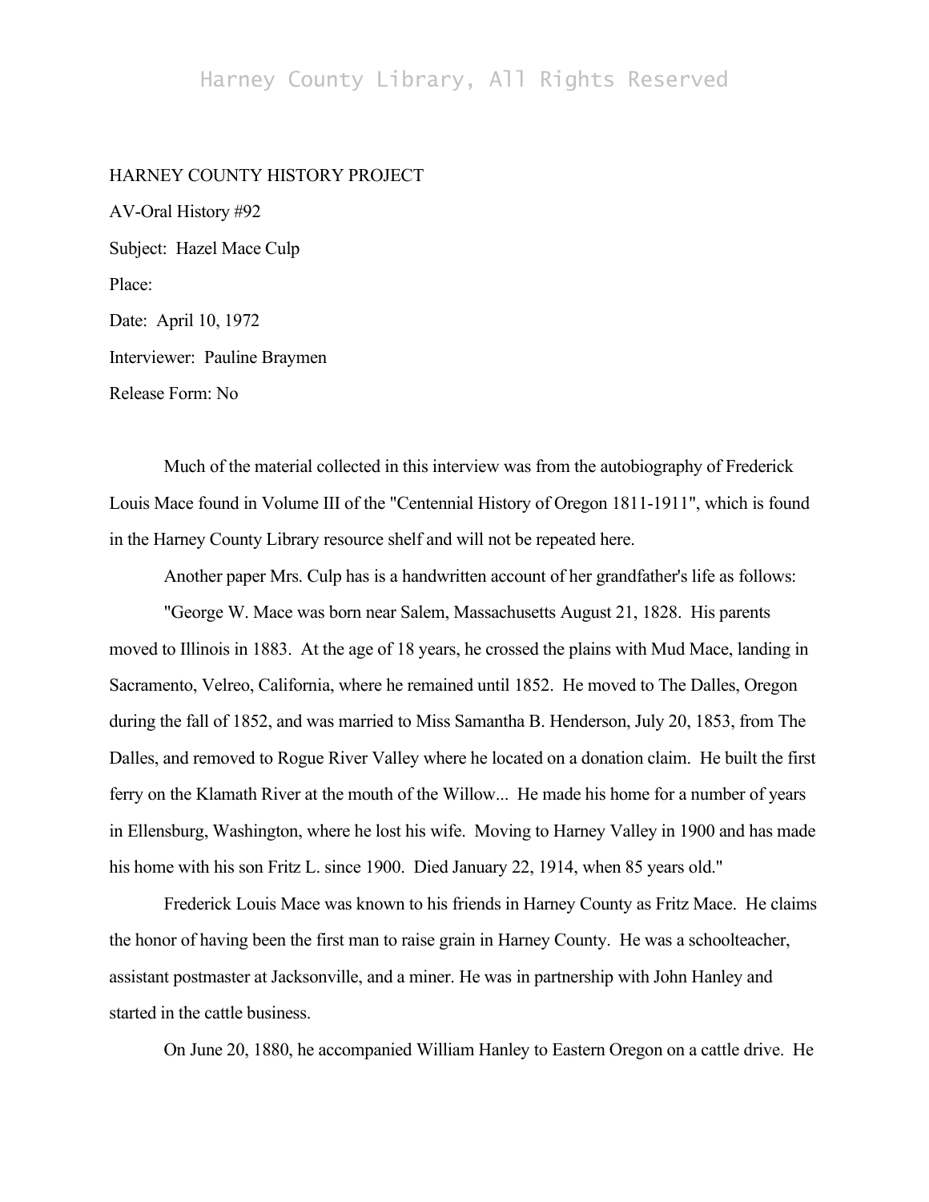HARNEY COUNTY HISTORY PROJECT

AV-Oral History #92

Subject: Hazel Mace Culp

Place:

Date: April 10, 1972

Interviewer: Pauline Braymen

Release Form: No

Much of the material collected in this interview was from the autobiography of Frederick Louis Mace found in Volume III of the "Centennial History of Oregon 1811-1911", which is found in the Harney County Library resource shelf and will not be repeated here.

Another paper Mrs. Culp has is a handwritten account of her grandfather's life as follows:

"George W. Mace was born near Salem, Massachusetts August 21, 1828. His parents moved to Illinois in 1883. At the age of 18 years, he crossed the plains with Mud Mace, landing in Sacramento, Velreo, California, where he remained until 1852. He moved to The Dalles, Oregon during the fall of 1852, and was married to Miss Samantha B. Henderson, July 20, 1853, from The Dalles, and removed to Rogue River Valley where he located on a donation claim. He built the first ferry on the Klamath River at the mouth of the Willow... He made his home for a number of years in Ellensburg, Washington, where he lost his wife. Moving to Harney Valley in 1900 and has made his home with his son Fritz L. since 1900. Died January 22, 1914, when 85 years old."

Frederick Louis Mace was known to his friends in Harney County as Fritz Mace. He claims the honor of having been the first man to raise grain in Harney County. He was a schoolteacher, assistant postmaster at Jacksonville, and a miner. He was in partnership with John Hanley and started in the cattle business.

On June 20, 1880, he accompanied William Hanley to Eastern Oregon on a cattle drive. He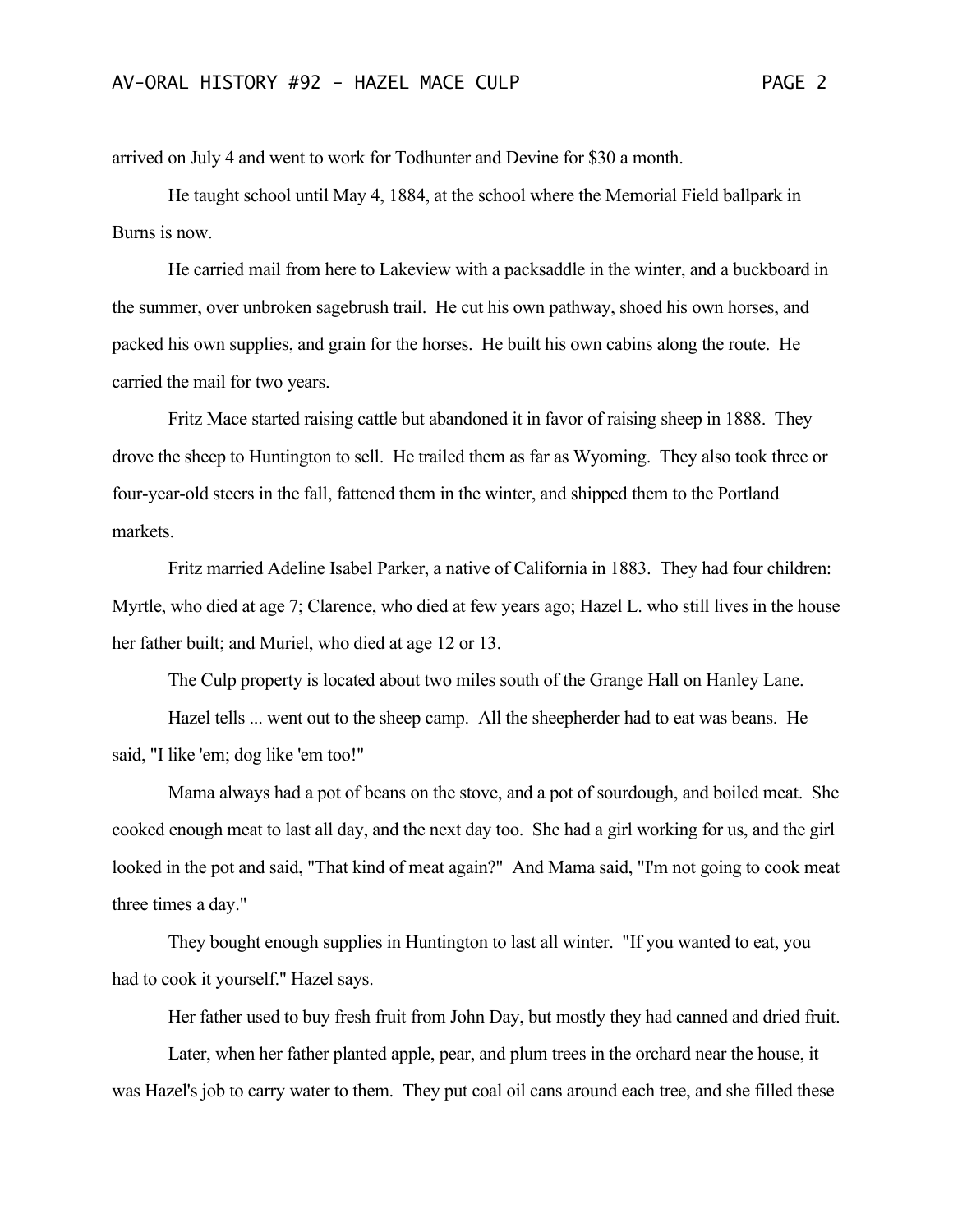arrived on July 4 and went to work for Todhunter and Devine for $30 a month.

He taught school until May 4, 1884, at the school where the Memorial Field ballpark in Burns is now.

He carried mail from here to Lakeview with a packsaddle in the winter, and a buckboard in the summer, over unbroken sagebrush trail. He cut his own pathway, shoed his own horses, and packed his own supplies, and grain for the horses. He built his own cabins along the route. He carried the mail for two years.

Fritz Mace started raising cattle but abandoned it in favor of raising sheep in 1888. They drove the sheep to Huntington to sell. He trailed them as far as Wyoming. They also took three or four-year-old steers in the fall, fattened them in the winter, and shipped them to the Portland markets.

Fritz married Adeline Isabel Parker, a native of California in 1883. They had four children: Myrtle, who died at age 7; Clarence, who died at few years ago; Hazel L. who still lives in the house her father built; and Muriel, who died at age 12 or 13.

The Culp property is located about two miles south of the Grange Hall on Hanley Lane.

Hazel tells ... went out to the sheep camp. All the sheepherder had to eat was beans. He said, "I like 'em; dog like 'em too!"

Mama always had a pot of beans on the stove, and a pot of sourdough, and boiled meat. She cooked enough meat to last all day, and the next day too. She had a girl working for us, and the girl looked in the pot and said, "That kind of meat again?" And Mama said, "I'm not going to cook meat three times a day."

They bought enough supplies in Huntington to last all winter. "If you wanted to eat, you had to cook it yourself." Hazel says.

Her father used to buy fresh fruit from John Day, but mostly they had canned and dried fruit.

Later, when her father planted apple, pear, and plum trees in the orchard near the house, it was Hazel's job to carry water to them. They put coal oil cans around each tree, and she filled these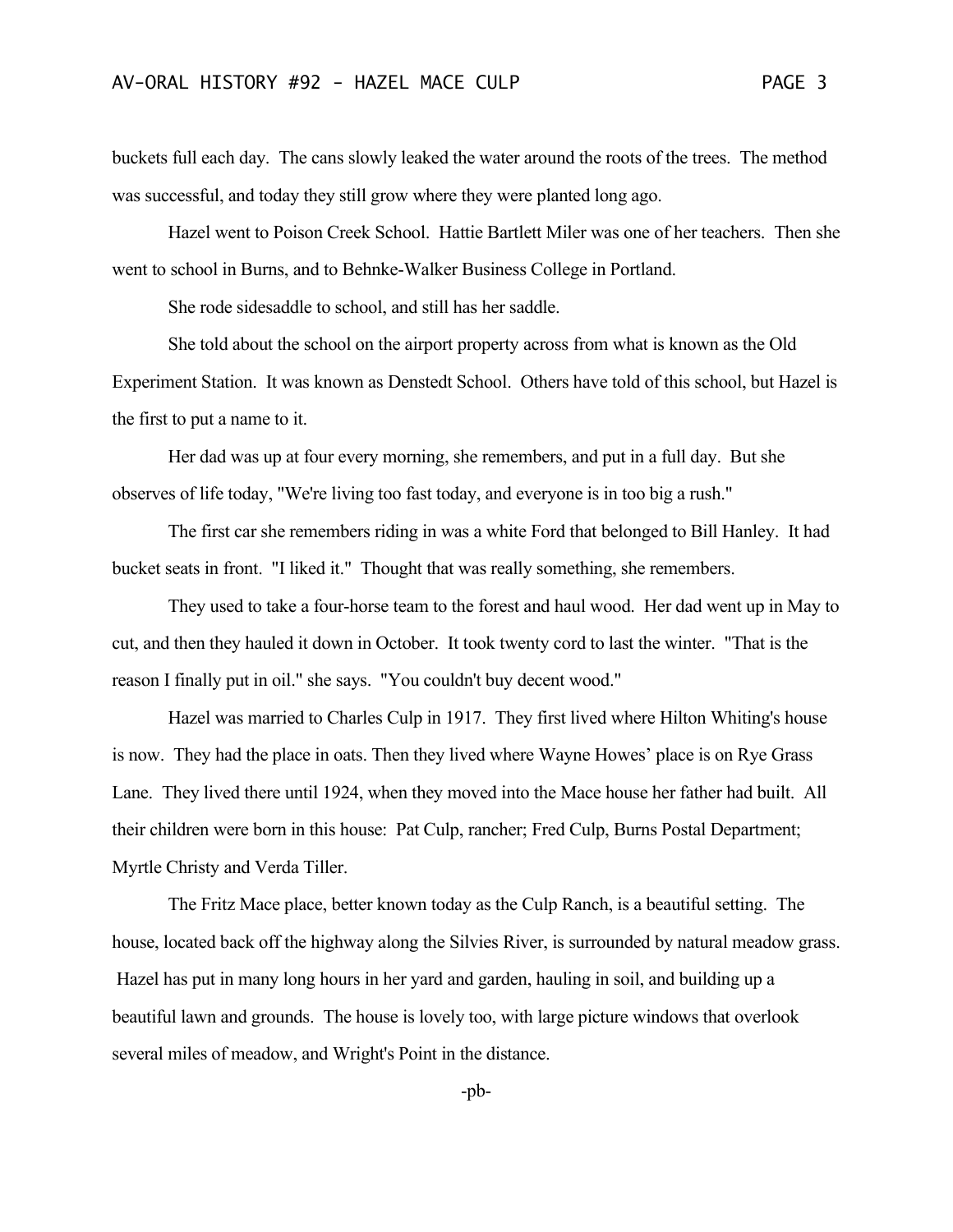buckets full each day. The cans slowly leaked the water around the roots of the trees. The method was successful, and today they still grow where they were planted long ago.

Hazel went to Poison Creek School. Hattie Bartlett Miler was one of her teachers. Then she went to school in Burns, and to Behnke-Walker Business College in Portland.

She rode sidesaddle to school, and still has her saddle.

She told about the school on the airport property across from what is known as the Old Experiment Station. It was known as Denstedt School. Others have told of this school, but Hazel is the first to put a name to it.

Her dad was up at four every morning, she remembers, and put in a full day. But she observes of life today, "We're living too fast today, and everyone is in too big a rush."

The first car she remembers riding in was a white Ford that belonged to Bill Hanley. It had bucket seats in front. "I liked it." Thought that was really something, she remembers.

They used to take a four-horse team to the forest and haul wood. Her dad went up in May to cut, and then they hauled it down in October. It took twenty cord to last the winter. "That is the reason I finally put in oil." she says. "You couldn't buy decent wood."

Hazel was married to Charles Culp in 1917. They first lived where Hilton Whiting's house is now. They had the place in oats. Then they lived where Wayne Howes' place is on Rye Grass Lane. They lived there until 1924, when they moved into the Mace house her father had built. All their children were born in this house: Pat Culp, rancher; Fred Culp, Burns Postal Department; Myrtle Christy and Verda Tiller.

The Fritz Mace place, better known today as the Culp Ranch, is a beautiful setting. The house, located back off the highway along the Silvies River, is surrounded by natural meadow grass. Hazel has put in many long hours in her yard and garden, hauling in soil, and building up a beautiful lawn and grounds. The house is lovely too, with large picture windows that overlook several miles of meadow, and Wright's Point in the distance.

-pb-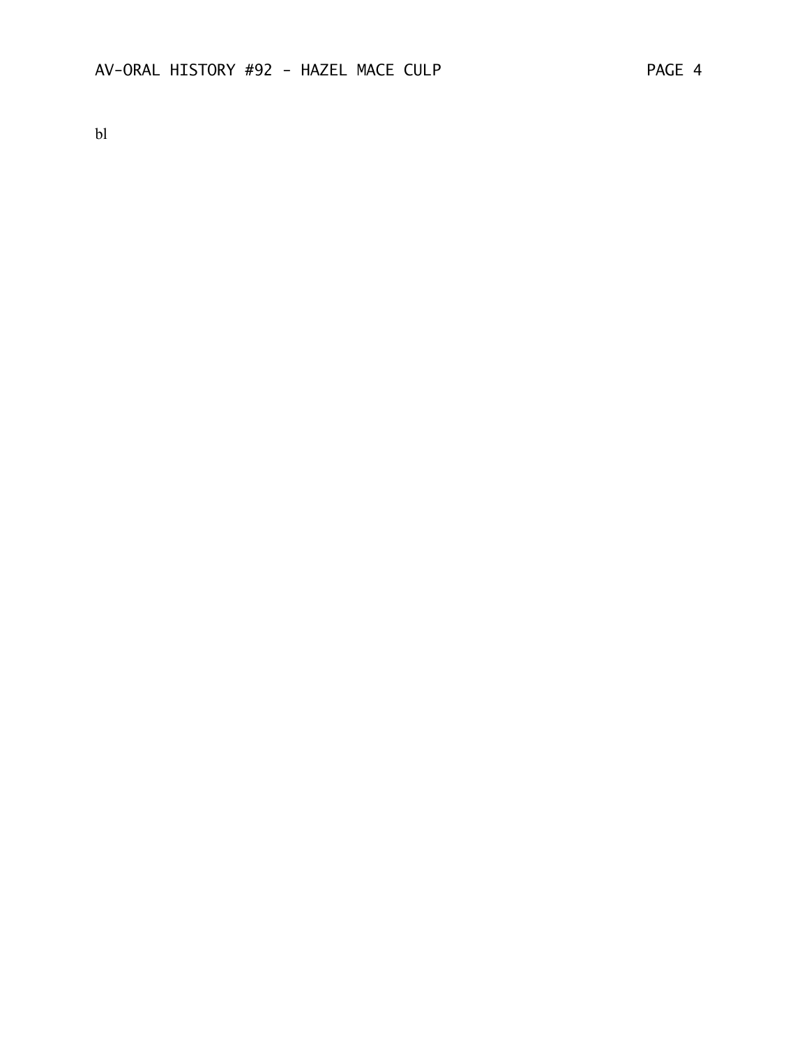bl